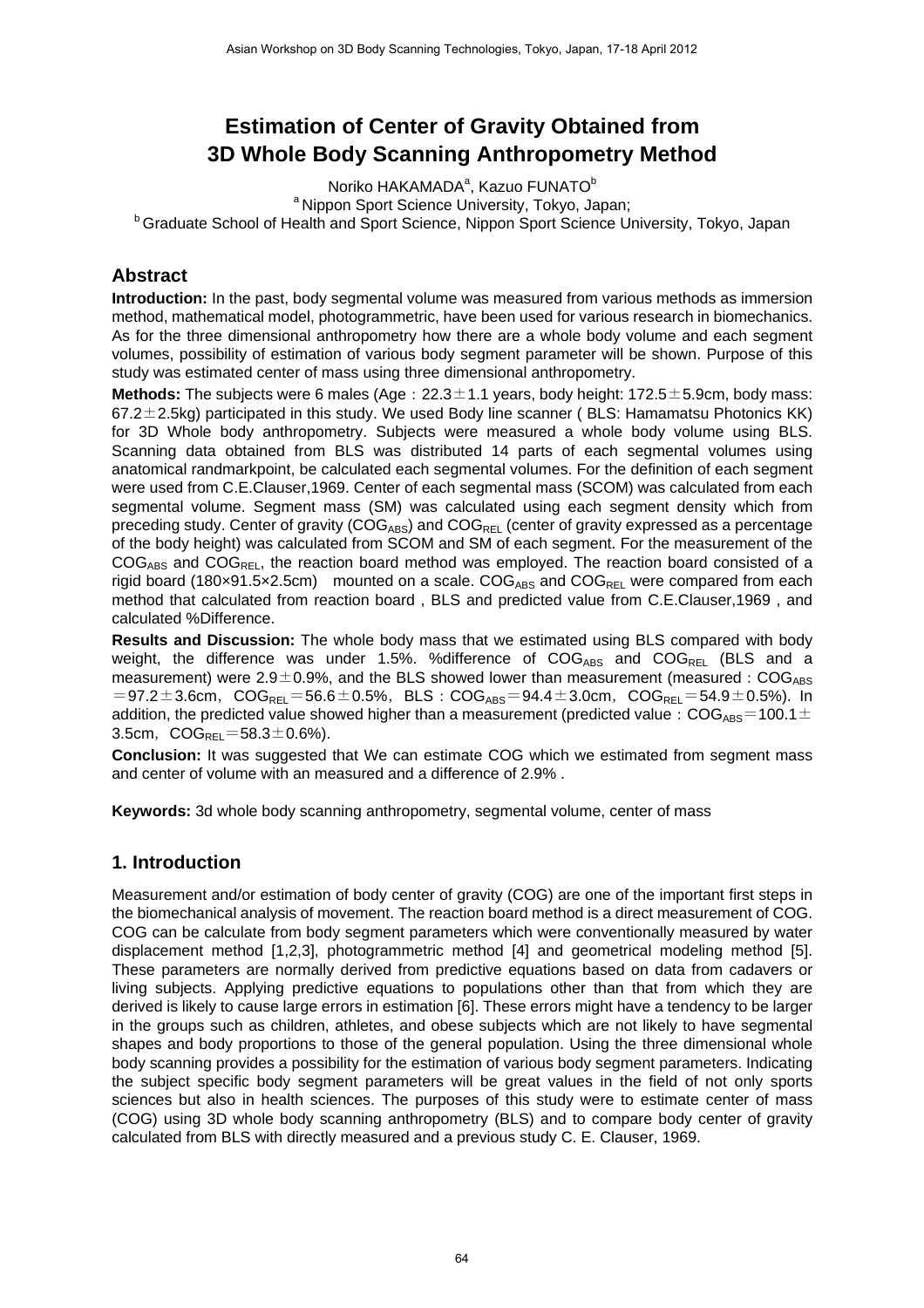# Estimation of Center of Gravity Obtained from 3D Whole Body Scanning Anthropometry Method

Noriko HAKAMADA[a], Kazuo FUNATO[b]

[a] Nippon Sport Science University, Tokyo, Japan;

[b] Graduate School of Health and Sport Science, Nippon Sport Science University, Tokyo, Japan

## Abstract

**Introduction:** In the past, body segmental volume was measured from various methods as immersion method, mathematical model, photogrammetric, have been used for various research in biomechanics. As for the three dimensional anthropometry how there are a whole body volume and each segment volumes, possibility of estimation of various body segment parameter will be shown. Purpose of this study was estimated center of mass using three dimensional anthropometry.

**Methods:** The subjects were 6 males (Age：22.3±1.1 years, body height: 172.5±5.9cm, body mass: 67.2±2.5kg) participated in this study. We used Body line scanner ( BLS: Hamamatsu Photonics KK) for 3D Whole body anthropometry. Subjects were measured a whole body volume using BLS. Scanning data obtained from BLS was distributed 14 parts of each segmental volumes using anatomical randmarkpoint, be calculated each segmental volumes. For the definition of each segment were used from C.E.Clauser,1969. Center of each segmental mass (SCOM) was calculated from each segmental volume. Segment mass (SM) was calculated using each segment density which from preceding study. Center of gravity ($COG_{ABS}$) and $COG_{REL}$ (center of gravity expressed as a percentage of the body height) was calculated from SCOM and SM of each segment. For the measurement of the $COG_{ABS}$ and $COG_{REL}$, the reaction board method was employed. The reaction board consisted of a rigid board (180×91.5×2.5cm) mounted on a scale. $COG_{ABS}$ and $COG_{REL}$ were compared from each method that calculated from reaction board , BLS and predicted value from C.E.Clauser,1969 , and calculated %Difference.

**Results and Discussion:** The whole body mass that we estimated using BLS compared with body weight, the difference was under 1.5%. %difference of $COG_{ABS}$ and $COG_{REL}$ (BLS and a measurement) were 2.9±0.9%, and the BLS showed lower than measurement (measured : $COG_{ABS}$ =97.2±3.6cm, $COG_{REL}$=56.6±0.5%, BLS : $COG_{ABS}$=94.4±3.0cm, $COG_{REL}$=54.9±0.5%). In addition, the predicted value showed higher than a measurement (predicted value：$COG_{ABS}$=100.1± 3.5cm, $COG_{REL}$=58.3±0.6%).

**Conclusion:** It was suggested that We can estimate COG which we estimated from segment mass and center of volume with an measured and a difference of 2.9% .

**Keywords:** 3d whole body scanning anthropometry, segmental volume, center of mass

## 1. Introduction

Measurement and/or estimation of body center of gravity (COG) are one of the important first steps in the biomechanical analysis of movement. The reaction board method is a direct measurement of COG. COG can be calculate from body segment parameters which were conventionally measured by water displacement method [1,2,3], photogrammetric method [4] and geometrical modeling method [5]. These parameters are normally derived from predictive equations based on data from cadavers or living subjects. Applying predictive equations to populations other than that from which they are derived is likely to cause large errors in estimation [6]. These errors might have a tendency to be larger in the groups such as children, athletes, and obese subjects which are not likely to have segmental shapes and body proportions to those of the general population. Using the three dimensional whole body scanning provides a possibility for the estimation of various body segment parameters. Indicating the subject specific body segment parameters will be great values in the field of not only sports sciences but also in health sciences. The purposes of this study were to estimate center of mass (COG) using 3D whole body scanning anthropometry (BLS) and to compare body center of gravity calculated from BLS with directly measured and a previous study C. E. Clauser, 1969.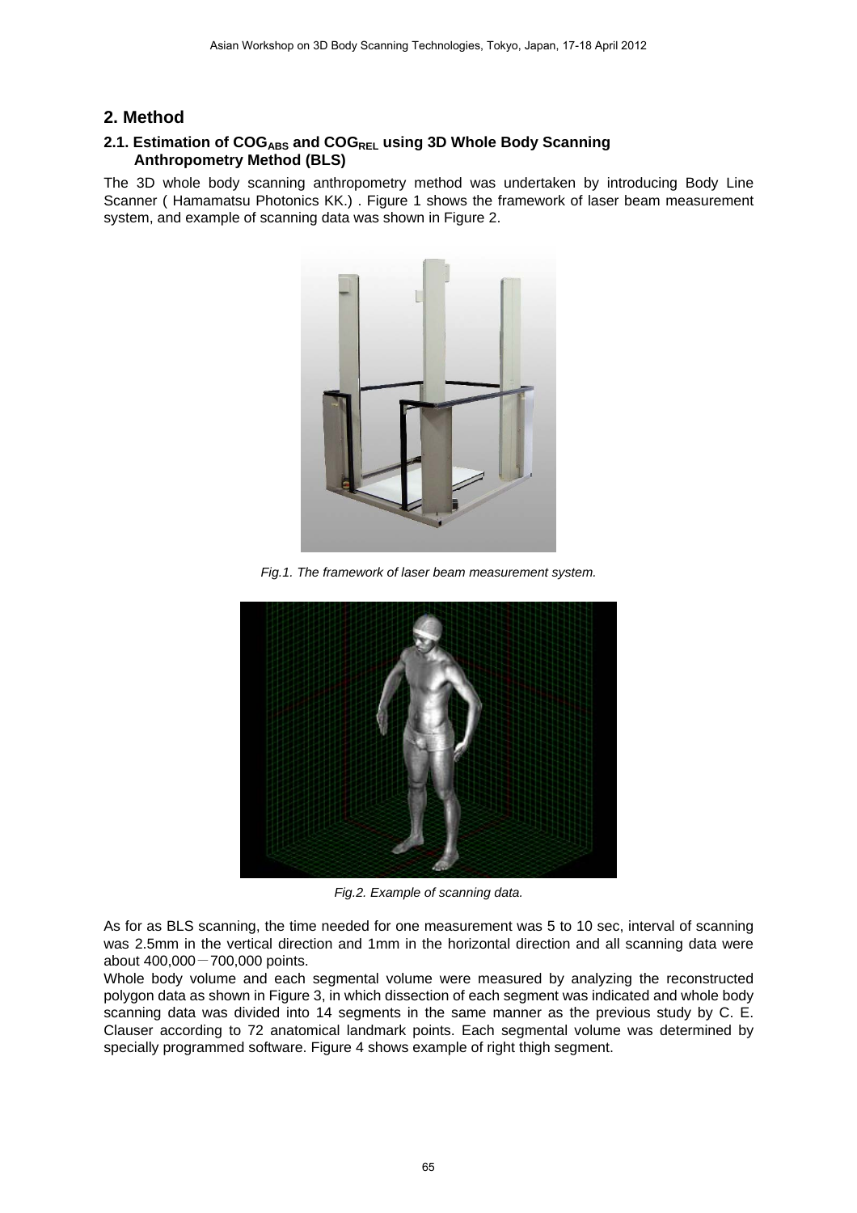## 2. Method

### 2.1. Estimation of $COG_{ABS}$ and $COG_{REL}$ using 3D Whole Body Scanning Anthropometry Method (BLS)

The 3D whole body scanning anthropometry method was undertaken by introducing Body Line Scanner ( Hamamatsu Photonics KK.) . Figure 1 shows the framework of laser beam measurement system, and example of scanning data was shown in Figure 2.

*Fig.1. The framework of laser beam measurement system.*

*Fig.2. Example of scanning data.*

As for as BLS scanning, the time needed for one measurement was 5 to 10 sec, interval of scanning was 2.5mm in the vertical direction and 1mm in the horizontal direction and all scanning data were about 400,000－700,000 points.

Whole body volume and each segmental volume were measured by analyzing the reconstructed polygon data as shown in Figure 3, in which dissection of each segment was indicated and whole body scanning data was divided into 14 segments in the same manner as the previous study by C. E. Clauser according to 72 anatomical landmark points. Each segmental volume was determined by specially programmed software. Figure 4 shows example of right thigh segment.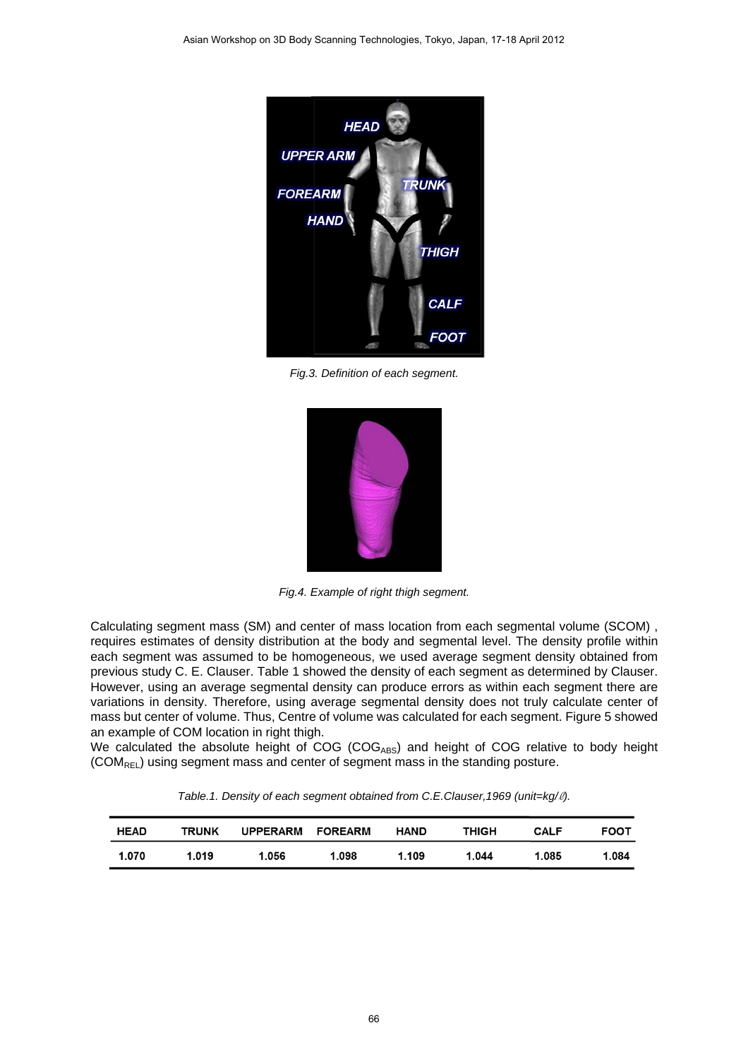Fig.3. Definition of each segment.

Fig.4. Example of right thigh segment.

Calculating segment mass (SM) and center of mass location from each segmental volume (SCOM) , requires estimates of density distribution at the body and segmental level. The density profile within each segment was assumed to be homogeneous, we used average segment density obtained from previous study C. E. Clauser. Table 1 showed the density of each segment as determined by Clauser. However, using an average segmental density can produce errors as within each segment there are variations in density. Therefore, using average segmental density does not truly calculate center of mass but center of volume. Thus, Centre of volume was calculated for each segment. Figure 5 showed an example of COM location in right thigh.
We calculated the absolute height of COG ($COG_{ABS}$) and height of COG relative to body height ($COM_{REL}$) using segment mass and center of segment mass in the standing posture.

*Table.1. Density of each segment obtained from C.E.Clauser,1969 (unit=kg/ℓ).*

| HEAD | TRUNK | UPPERARM | FOREARM | HAND | THIGH | CALF | FOOT |
|---|---|---|---|---|---|---|---|
| 1.070 | 1.019 | 1.056 | 1.098 | 1.109 | 1.044 | 1.085 | 1.084 |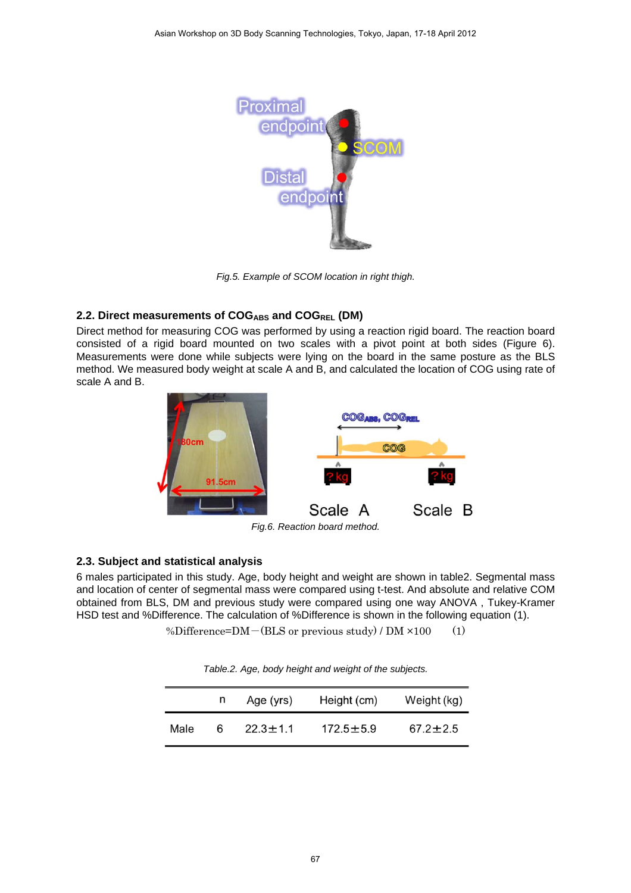Fig.5. Example of SCOM location in right thigh.

### 2.2. Direct measurements of $COG_{ABS}$ and $COG_{REL}$ (DM)

Direct method for measuring COG was performed by using a reaction rigid board. The reaction board consisted of a rigid board mounted on two scales with a pivot point at both sides (Figure 6). Measurements were done while subjects were lying on the board in the same posture as the BLS method. We measured body weight at scale A and B, and calculated the location of COG using rate of scale A and B.

Fig.6. Reaction board method.

### 2.3. Subject and statistical analysis

6 males participated in this study. Age, body height and weight are shown in table2. Segmental mass and location of center of segmental mass were compared using t-test. And absolute and relative COM obtained from BLS, DM and previous study were compared using one way ANOVA , Tukey-Kramer HSD test and %Difference. The calculation of %Difference is shown in the following equation (1).

$$\%\text{Difference} = \text{DM} - (\text{BLS or previous study}) / \text{DM} \times 100 \qquad (1)$$

Table.2. Age, body height and weight of the subjects.

| | n | Age (yrs) | Height (cm) | Weight (kg) |
|---|---|---|---|---|
| Male | 6 | 22.3±1.1 | 172.5±5.9 | 67.2±2.5 |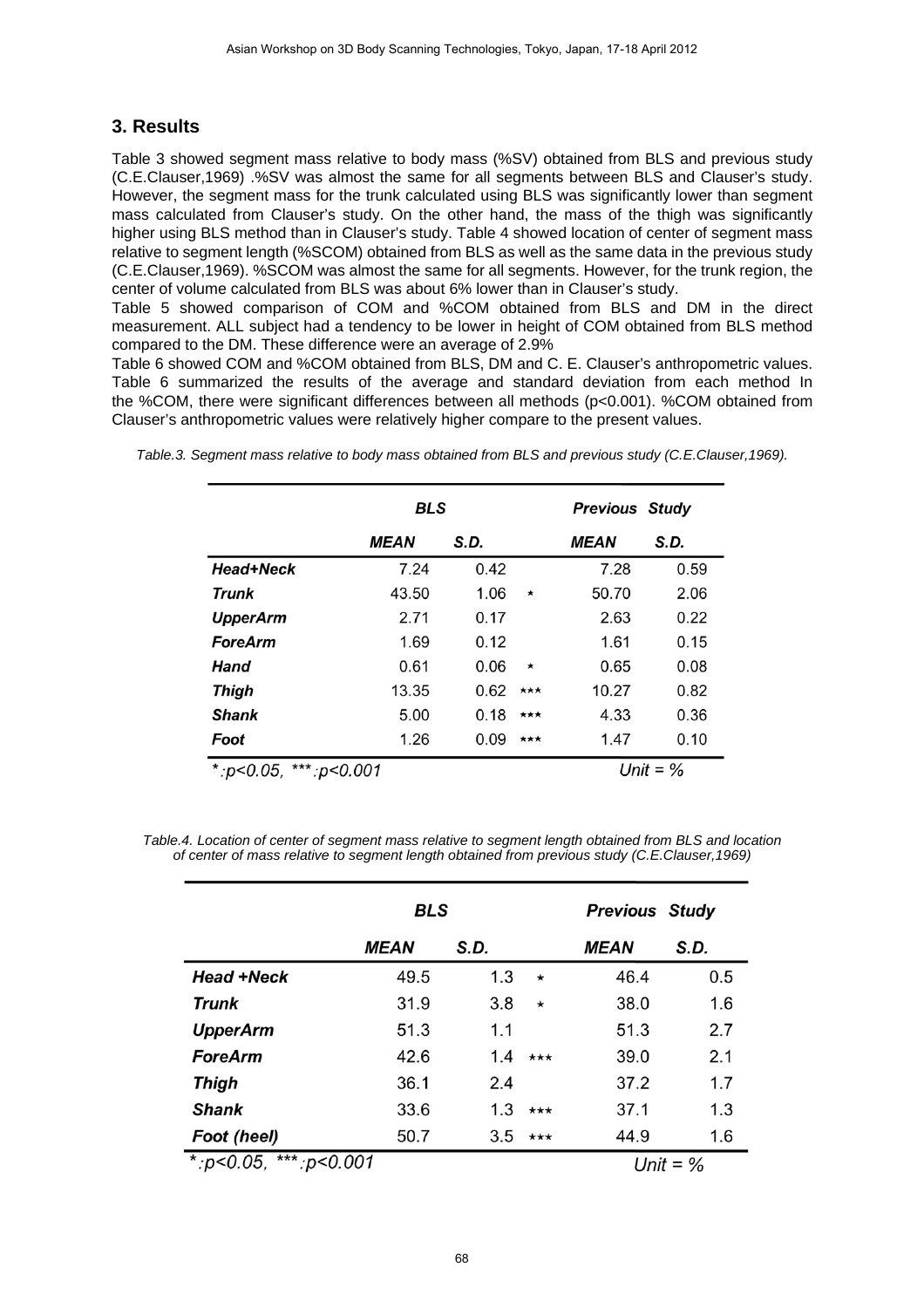## 3. Results

Table 3 showed segment mass relative to body mass (%SV) obtained from BLS and previous study (C.E.Clauser,1969) .%SV was almost the same for all segments between BLS and Clauser's study. However, the segment mass for the trunk calculated using BLS was significantly lower than segment mass calculated from Clauser's study. On the other hand, the mass of the thigh was significantly higher using BLS method than in Clauser's study. Table 4 showed location of center of segment mass relative to segment length (%SCOM) obtained from BLS as well as the same data in the previous study (C.E.Clauser,1969). %SCOM was almost the same for all segments. However, for the trunk region, the center of volume calculated from BLS was about 6% lower than in Clauser's study.

Table 5 showed comparison of COM and %COM obtained from BLS and DM in the direct measurement. ALL subject had a tendency to be lower in height of COM obtained from BLS method compared to the DM. These difference were an average of 2.9%

Table 6 showed COM and %COM obtained from BLS, DM and C. E. Clauser's anthropometric values. Table 6 summarized the results of the average and standard deviation from each method In the %COM, there were significant differences between all methods ($p<0.001$). %COM obtained from Clauser's anthropometric values were relatively higher compare to the present values.

*Table.3. Segment mass relative to body mass obtained from BLS and previous study (C.E.Clauser,1969).*

| | **BLS** | | | **Previous Study** | |
|---|---|---|---|---|---|
| | ***MEAN*** | ***S.D.*** | | ***MEAN*** | ***S.D.*** |
| ***Head+Neck*** | 7.24 | 0.42 | | 7.28 | 0.59 |
| ***Trunk*** | 43.50 | 1.06 | * | 50.70 | 2.06 |
| ***UpperArm*** | 2.71 | 0.17 | | 2.63 | 0.22 |
| ***ForeArm*** | 1.69 | 0.12 | | 1.61 | 0.15 |
| ***Hand*** | 0.61 | 0.06 | * | 0.65 | 0.08 |
| ***Thigh*** | 13.35 | 0.62 | *** | 10.27 | 0.82 |
| ***Shank*** | 5.00 | 0.18 | *** | 4.33 | 0.36 |
| ***Foot*** | 1.26 | 0.09 | *** | 1.47 | 0.10 |

*\*:p<0.05, \*\*\*:p<0.001* *Unit = %*

*Table.4. Location of center of segment mass relative to segment length obtained from BLS and location of center of mass relative to segment length obtained from previous study (C.E.Clauser,1969)*

| | **BLS** | | | **Previous Study** | |
|---|---|---|---|---|---|
| | ***MEAN*** | ***S.D.*** | | ***MEAN*** | ***S.D.*** |
| ***Head +Neck*** | 49.5 | 1.3 | * | 46.4 | 0.5 |
| ***Trunk*** | 31.9 | 3.8 | * | 38.0 | 1.6 |
| ***UpperArm*** | 51.3 | 1.1 | | 51.3 | 2.7 |
| ***ForeArm*** | 42.6 | 1.4 | *** | 39.0 | 2.1 |
| ***Thigh*** | 36.1 | 2.4 | | 37.2 | 1.7 |
| ***Shank*** | 33.6 | 1.3 | *** | 37.1 | 1.3 |
| ***Foot (heel)*** | 50.7 | 3.5 | *** | 44.9 | 1.6 |

*\*:p<0.05, \*\*\*:p<0.001* *Unit = %*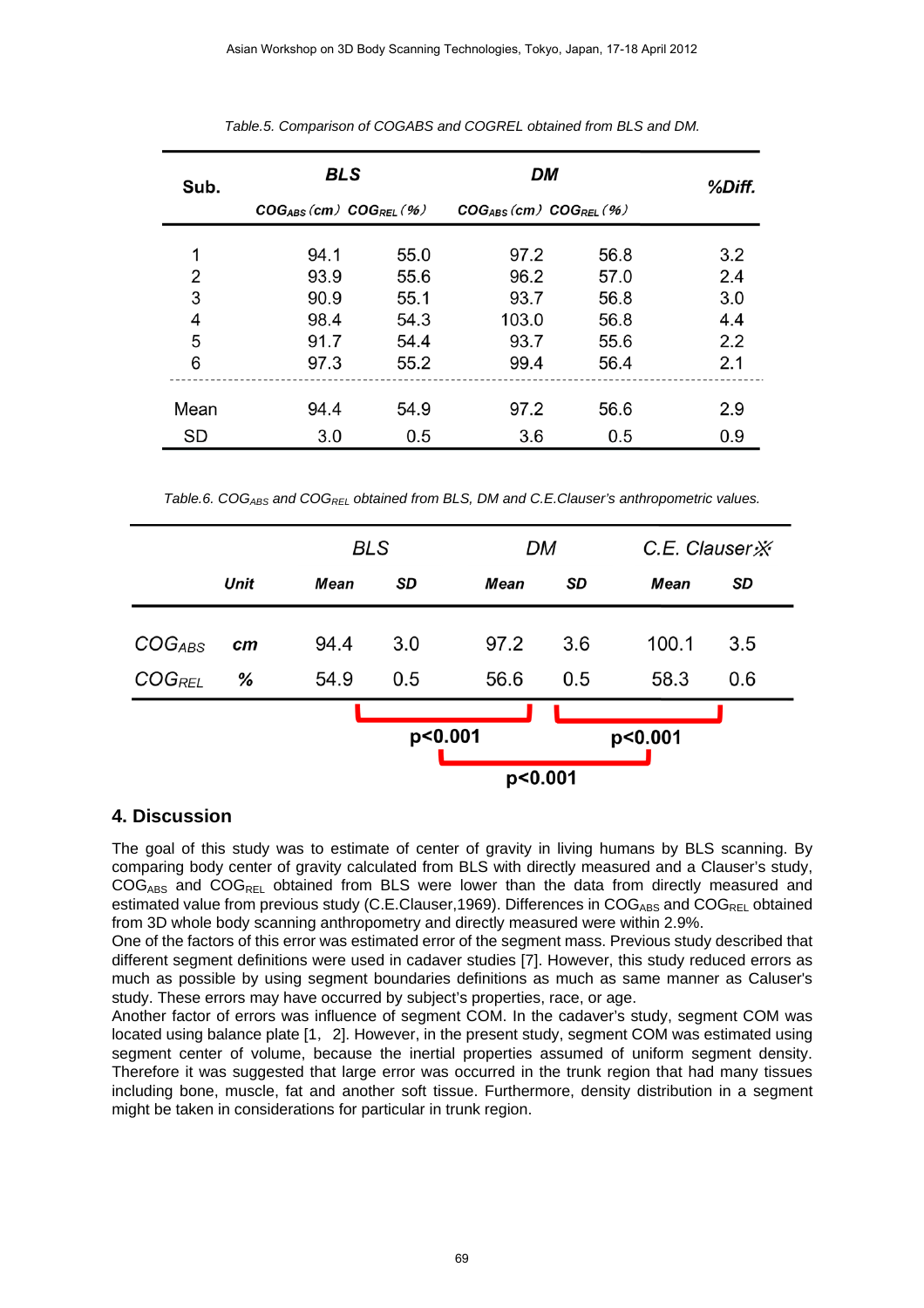Table.5. Comparison of COGABS and COGREL obtained from BLS and DM.

| Sub. | BLS | | DM | | %Diff. |
|---|---|---|---|---|---|
| | $COG_{ABS}$ (cm) | $COG_{REL}$ (%) | $COG_{ABS}$ (cm) | $COG_{REL}$ (%) | |
| 1 | 94.1 | 55.0 | 97.2 | 56.8 | 3.2 |
| 2 | 93.9 | 55.6 | 96.2 | 57.0 | 2.4 |
| 3 | 90.9 | 55.1 | 93.7 | 56.8 | 3.0 |
| 4 | 98.4 | 54.3 | 103.0 | 56.8 | 4.4 |
| 5 | 91.7 | 54.4 | 93.7 | 55.6 | 2.2 |
| 6 | 97.3 | 55.2 | 99.4 | 56.4 | 2.1 |
| Mean | 94.4 | 54.9 | 97.2 | 56.6 | 2.9 |
| SD | 3.0 | 0.5 | 3.6 | 0.5 | 0.9 |

Table.6. $COG_{ABS}$ and $COG_{REL}$ obtained from BLS, DM and C.E.Clauser's anthropometric values.

| | Unit | BLS | | DM | | C.E. Clauser※ | |
|---|---|---|---|---|---|---|---|
| | | Mean | SD | Mean | SD | Mean | SD |
| $COG_{ABS}$ | cm | 94.4 | 3.0 | 97.2 | 3.6 | 100.1 | 3.5 |
| $COG_{REL}$ | % | 54.9 | 0.5 | 56.6 | 0.5 | 58.3 | 0.6 |

BLS vs DM: $p<0.001$; DM vs C.E. Clauser: $p<0.001$; BLS vs C.E. Clauser: $p<0.001$

## 4. Discussion

The goal of this study was to estimate of center of gravity in living humans by BLS scanning. By comparing body center of gravity calculated from BLS with directly measured and a Clauser's study, $COG_{ABS}$ and $COG_{REL}$ obtained from BLS were lower than the data from directly measured and estimated value from previous study (C.E.Clauser,1969). Differences in $COG_{ABS}$ and $COG_{REL}$ obtained from 3D whole body scanning anthropometry and directly measured were within 2.9%.

One of the factors of this error was estimated error of the segment mass. Previous study described that different segment definitions were used in cadaver studies [7]. However, this study reduced errors as much as possible by using segment boundaries definitions as much as same manner as Caluser's study. These errors may have occurred by subject's properties, race, or age.

Another factor of errors was influence of segment COM. In the cadaver's study, segment COM was located using balance plate [1, 2]. However, in the present study, segment COM was estimated using segment center of volume, because the inertial properties assumed of uniform segment density. Therefore it was suggested that large error was occurred in the trunk region that had many tissues including bone, muscle, fat and another soft tissue. Furthermore, density distribution in a segment might be taken in considerations for particular in trunk region.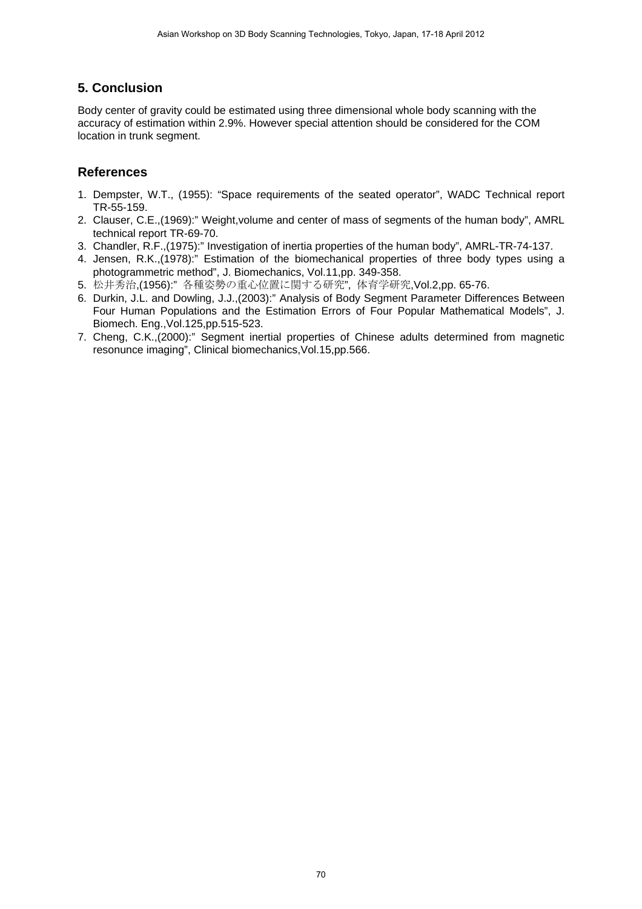## 5. Conclusion

Body center of gravity could be estimated using three dimensional whole body scanning with the accuracy of estimation within 2.9%. However special attention should be considered for the COM location in trunk segment.

## References

1. Dempster, W.T., (1955): “Space requirements of the seated operator”, WADC Technical report TR-55-159.
2. Clauser, C.E.,(1969):” Weight,volume and center of mass of segments of the human body”, AMRL technical report TR-69-70.
3. Chandler, R.F.,(1975):” Investigation of inertia properties of the human body”, AMRL-TR-74-137.
4. Jensen, R.K.,(1978):” Estimation of the biomechanical properties of three body types using a photogrammetric method”, J. Biomechanics, Vol.11,pp. 349-358.
5. 松井秀治,(1956):” 各種姿勢の重心位置に関する研究”, 体育学研究,Vol.2,pp. 65-76.
6. Durkin, J.L. and Dowling, J.J.,(2003):” Analysis of Body Segment Parameter Differences Between Four Human Populations and the Estimation Errors of Four Popular Mathematical Models”, J. Biomech. Eng.,Vol.125,pp.515-523.
7. Cheng, C.K.,(2000):” Segment inertial properties of Chinese adults determined from magnetic resonunce imaging”, Clinical biomechanics,Vol.15,pp.566.